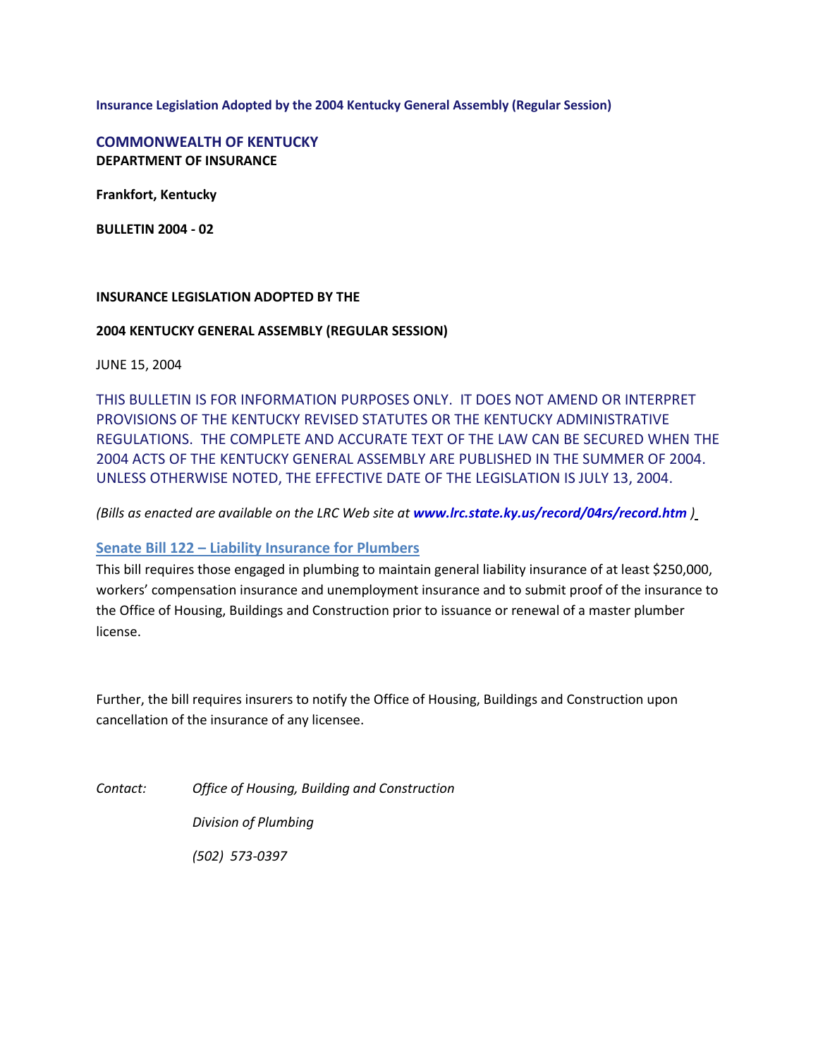**Insurance Legislation Adopted by the 2004 Kentucky General Assembly (Regular Session)**

**COMMONWEALTH OF KENTUCKY**
**DEPARTMENT OF INSURANCE**

**Frankfort, Kentucky**

**BULLETIN 2004 - 02**

**INSURANCE LEGISLATION ADOPTED BY THE**

**2004 KENTUCKY GENERAL ASSEMBLY (REGULAR SESSION)**

JUNE 15, 2004

THIS BULLETIN IS FOR INFORMATION PURPOSES ONLY. IT DOES NOT AMEND OR INTERPRET PROVISIONS OF THE KENTUCKY REVISED STATUTES OR THE KENTUCKY ADMINISTRATIVE REGULATIONS. THE COMPLETE AND ACCURATE TEXT OF THE LAW CAN BE SECURED WHEN THE 2004 ACTS OF THE KENTUCKY GENERAL ASSEMBLY ARE PUBLISHED IN THE SUMMER OF 2004. UNLESS OTHERWISE NOTED, THE EFFECTIVE DATE OF THE LEGISLATION IS JULY 13, 2004.

*(Bills as enacted are available on the LRC Web site at **www.lrc.state.ky.us/record/04rs/record.htm** )*

## Senate Bill 122 – Liability Insurance for Plumbers

This bill requires those engaged in plumbing to maintain general liability insurance of at least $250,000, workers' compensation insurance and unemployment insurance and to submit proof of the insurance to the Office of Housing, Buildings and Construction prior to issuance or renewal of a master plumber license.

Further, the bill requires insurers to notify the Office of Housing, Buildings and Construction upon cancellation of the insurance of any licensee.

*Contact:* *Office of Housing, Building and Construction*

*Division of Plumbing*

*(502) 573-0397*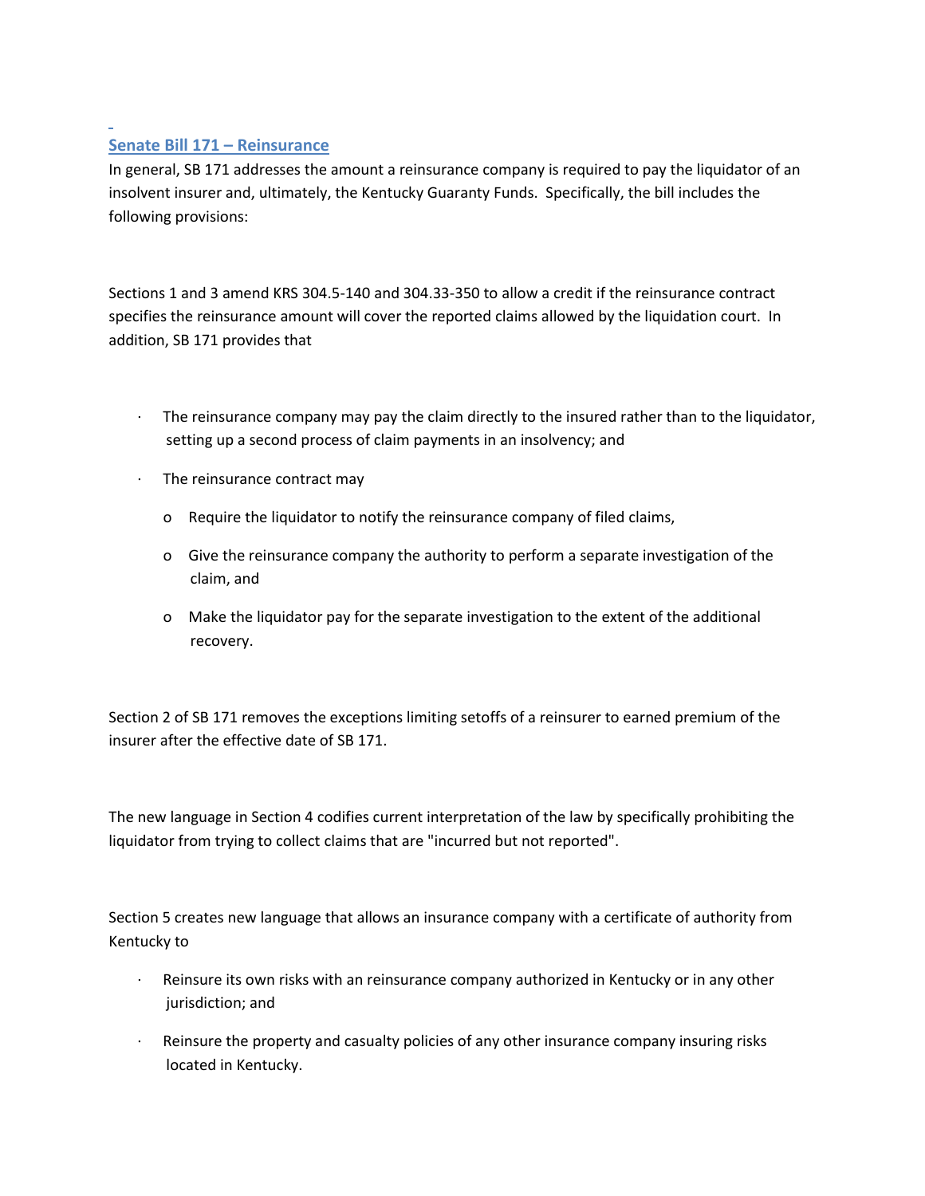## Senate Bill 171 – Reinsurance

In general, SB 171 addresses the amount a reinsurance company is required to pay the liquidator of an insolvent insurer and, ultimately, the Kentucky Guaranty Funds. Specifically, the bill includes the following provisions:

Sections 1 and 3 amend KRS 304.5-140 and 304.33-350 to allow a credit if the reinsurance contract specifies the reinsurance amount will cover the reported claims allowed by the liquidation court. In addition, SB 171 provides that

- The reinsurance company may pay the claim directly to the insured rather than to the liquidator, setting up a second process of claim payments in an insolvency; and
- The reinsurance contract may
  - Require the liquidator to notify the reinsurance company of filed claims,
  - Give the reinsurance company the authority to perform a separate investigation of the claim, and
  - Make the liquidator pay for the separate investigation to the extent of the additional recovery.

Section 2 of SB 171 removes the exceptions limiting setoffs of a reinsurer to earned premium of the insurer after the effective date of SB 171.

The new language in Section 4 codifies current interpretation of the law by specifically prohibiting the liquidator from trying to collect claims that are "incurred but not reported".

Section 5 creates new language that allows an insurance company with a certificate of authority from Kentucky to

- Reinsure its own risks with an reinsurance company authorized in Kentucky or in any other jurisdiction; and
- Reinsure the property and casualty policies of any other insurance company insuring risks located in Kentucky.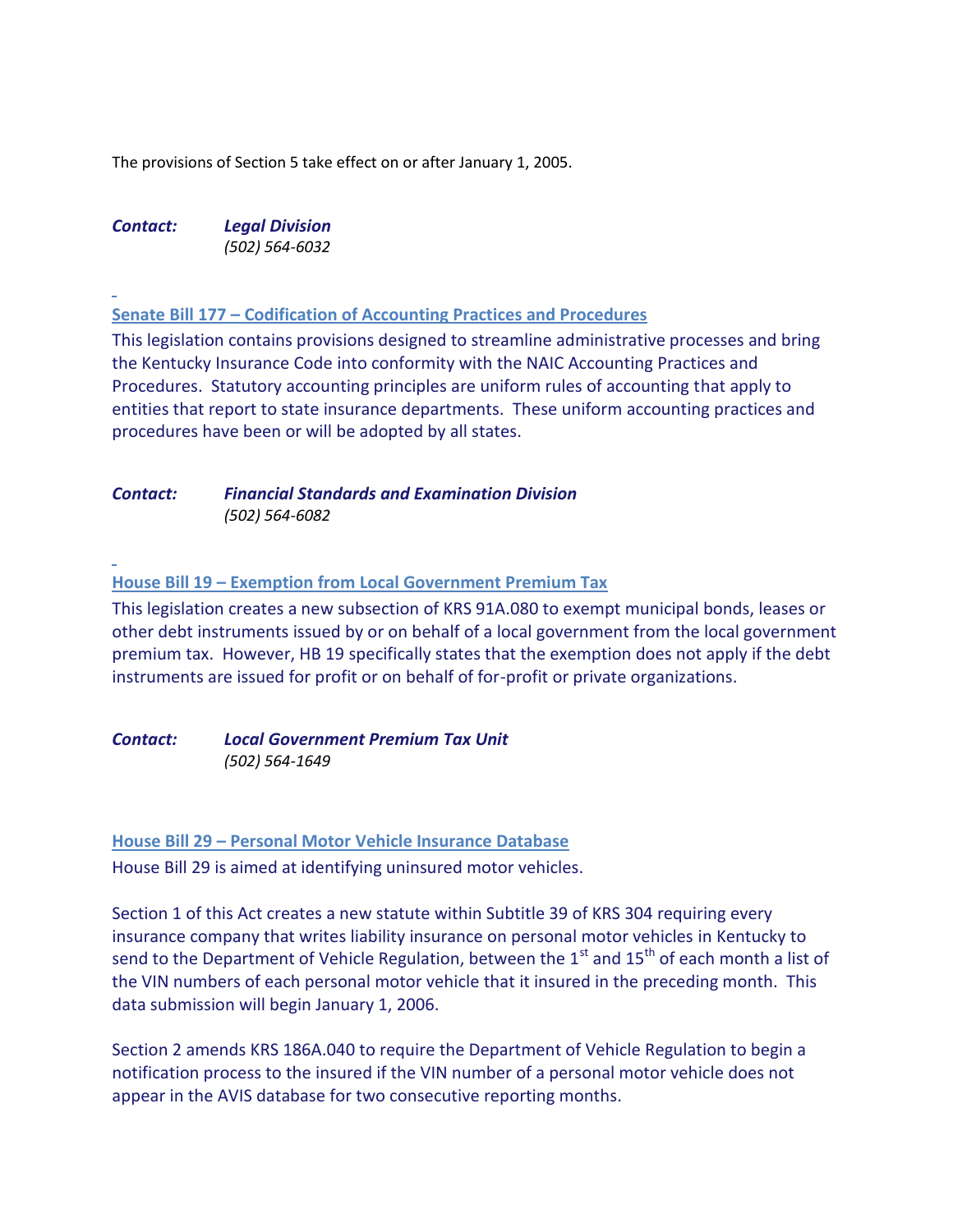The provisions of Section 5 take effect on or after January 1, 2005.

***Contact:*** ***Legal Division***
*(502) 564-6032*

## Senate Bill 177 – Codification of Accounting Practices and Procedures

This legislation contains provisions designed to streamline administrative processes and bring the Kentucky Insurance Code into conformity with the NAIC Accounting Practices and Procedures. Statutory accounting principles are uniform rules of accounting that apply to entities that report to state insurance departments. These uniform accounting practices and procedures have been or will be adopted by all states.

***Contact:*** ***Financial Standards and Examination Division***
*(502) 564-6082*

## House Bill 19 – Exemption from Local Government Premium Tax

This legislation creates a new subsection of KRS 91A.080 to exempt municipal bonds, leases or other debt instruments issued by or on behalf of a local government from the local government premium tax. However, HB 19 specifically states that the exemption does not apply if the debt instruments are issued for profit or on behalf of for-profit or private organizations.

***Contact:*** ***Local Government Premium Tax Unit***
*(502) 564-1649*

## House Bill 29 – Personal Motor Vehicle Insurance Database

House Bill 29 is aimed at identifying uninsured motor vehicles.

Section 1 of this Act creates a new statute within Subtitle 39 of KRS 304 requiring every insurance company that writes liability insurance on personal motor vehicles in Kentucky to send to the Department of Vehicle Regulation, between the 1st and 15th of each month a list of the VIN numbers of each personal motor vehicle that it insured in the preceding month. This data submission will begin January 1, 2006.

Section 2 amends KRS 186A.040 to require the Department of Vehicle Regulation to begin a notification process to the insured if the VIN number of a personal motor vehicle does not appear in the AVIS database for two consecutive reporting months.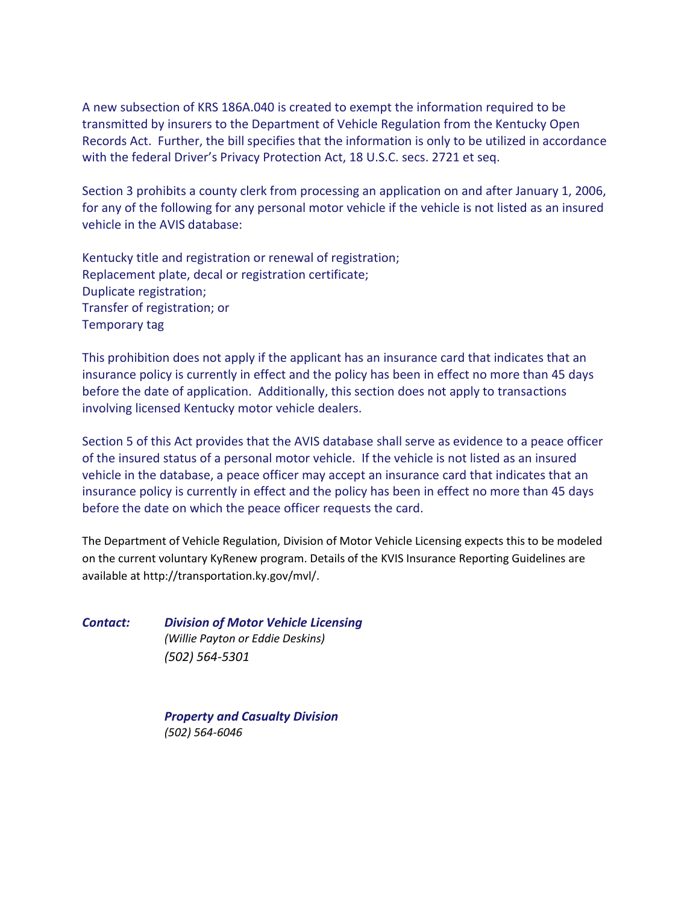A new subsection of KRS 186A.040 is created to exempt the information required to be transmitted by insurers to the Department of Vehicle Regulation from the Kentucky Open Records Act. Further, the bill specifies that the information is only to be utilized in accordance with the federal Driver's Privacy Protection Act, 18 U.S.C. secs. 2721 et seq.

Section 3 prohibits a county clerk from processing an application on and after January 1, 2006, for any of the following for any personal motor vehicle if the vehicle is not listed as an insured vehicle in the AVIS database:

Kentucky title and registration or renewal of registration;
Replacement plate, decal or registration certificate;
Duplicate registration;
Transfer of registration; or
Temporary tag

This prohibition does not apply if the applicant has an insurance card that indicates that an insurance policy is currently in effect and the policy has been in effect no more than 45 days before the date of application. Additionally, this section does not apply to transactions involving licensed Kentucky motor vehicle dealers.

Section 5 of this Act provides that the AVIS database shall serve as evidence to a peace officer of the insured status of a personal motor vehicle. If the vehicle is not listed as an insured vehicle in the database, a peace officer may accept an insurance card that indicates that an insurance policy is currently in effect and the policy has been in effect no more than 45 days before the date on which the peace officer requests the card.

The Department of Vehicle Regulation, Division of Motor Vehicle Licensing expects this to be modeled on the current voluntary KyRenew program. Details of the KVIS Insurance Reporting Guidelines are available at http://transportation.ky.gov/mvl/.

***Contact:*** ***Division of Motor Vehicle Licensing***
*(Willie Payton or Eddie Deskins)*
*(502) 564-5301*

***Property and Casualty Division***
*(502) 564-6046*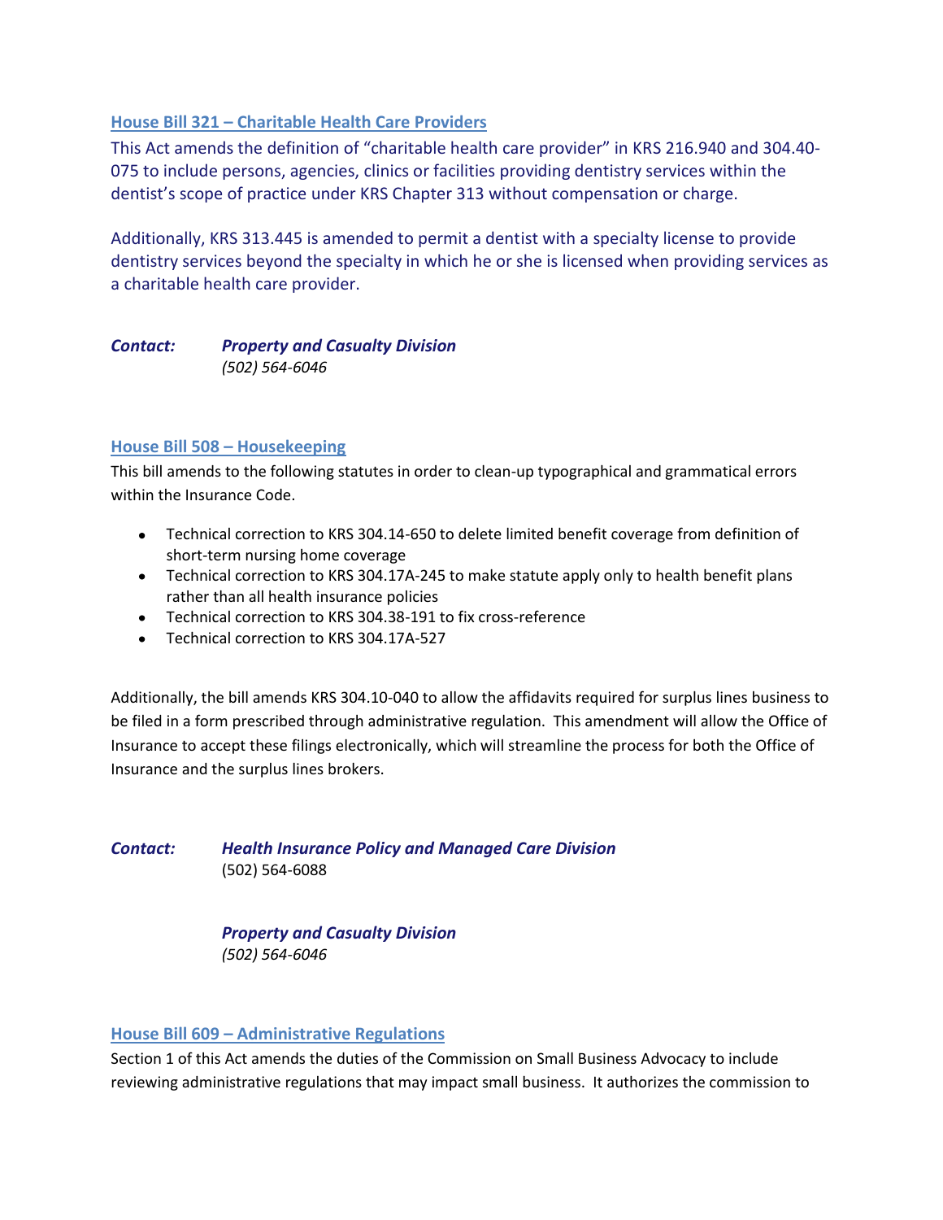### House Bill 321 – Charitable Health Care Providers

This Act amends the definition of "charitable health care provider" in KRS 216.940 and 304.40-075 to include persons, agencies, clinics or facilities providing dentistry services within the dentist's scope of practice under KRS Chapter 313 without compensation or charge.

Additionally, KRS 313.445 is amended to permit a dentist with a specialty license to provide dentistry services beyond the specialty in which he or she is licensed when providing services as a charitable health care provider.

***Contact:*** ***Property and Casualty Division***
*(502) 564-6046*

### House Bill 508 – Housekeeping

This bill amends to the following statutes in order to clean-up typographical and grammatical errors within the Insurance Code.

- Technical correction to KRS 304.14-650 to delete limited benefit coverage from definition of short-term nursing home coverage
- Technical correction to KRS 304.17A-245 to make statute apply only to health benefit plans rather than all health insurance policies
- Technical correction to KRS 304.38-191 to fix cross-reference
- Technical correction to KRS 304.17A-527

Additionally, the bill amends KRS 304.10-040 to allow the affidavits required for surplus lines business to be filed in a form prescribed through administrative regulation. This amendment will allow the Office of Insurance to accept these filings electronically, which will streamline the process for both the Office of Insurance and the surplus lines brokers.

***Contact:*** ***Health Insurance Policy and Managed Care Division***
(502) 564-6088

***Property and Casualty Division***
*(502) 564-6046*

### House Bill 609 – Administrative Regulations

Section 1 of this Act amends the duties of the Commission on Small Business Advocacy to include reviewing administrative regulations that may impact small business. It authorizes the commission to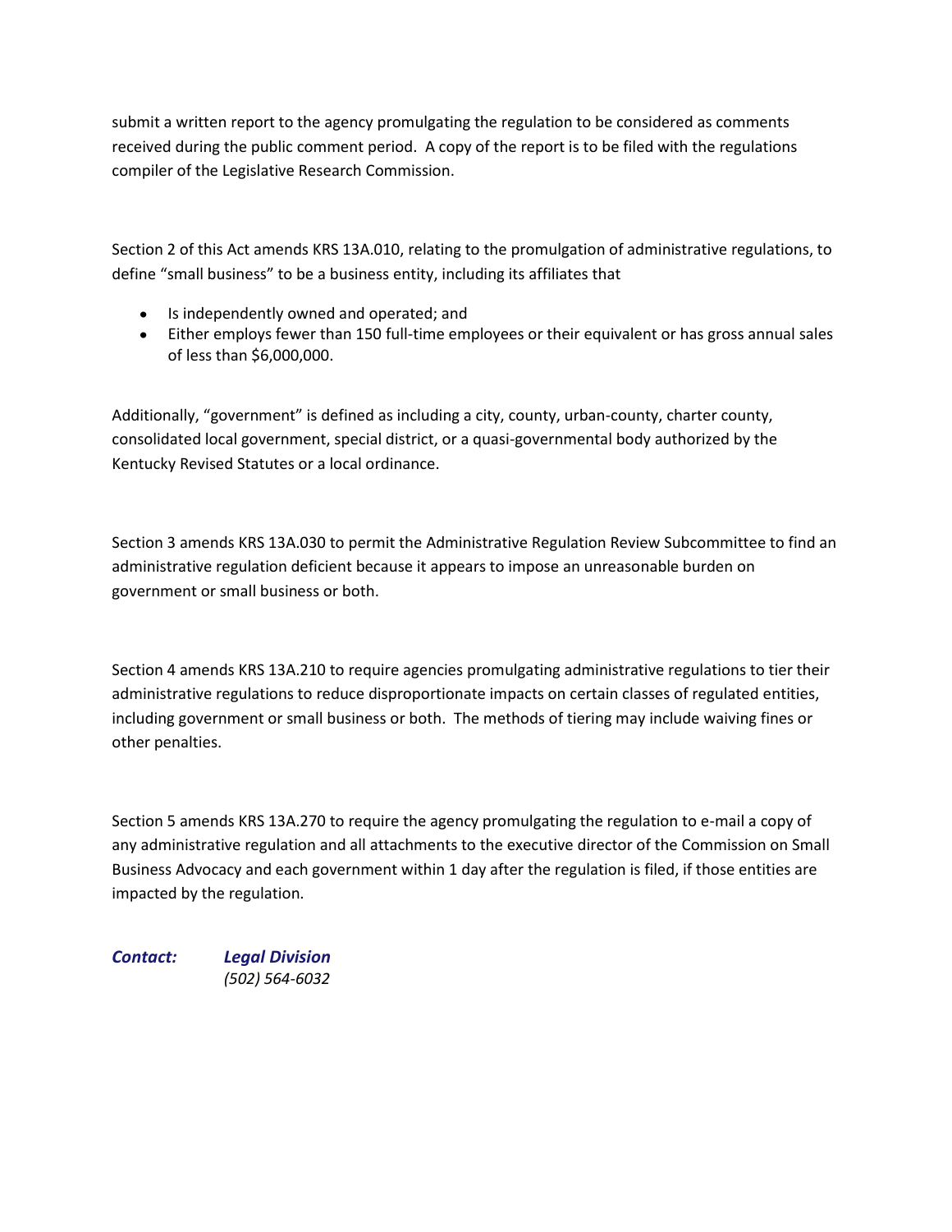submit a written report to the agency promulgating the regulation to be considered as comments received during the public comment period. A copy of the report is to be filed with the regulations compiler of the Legislative Research Commission.

Section 2 of this Act amends KRS 13A.010, relating to the promulgation of administrative regulations, to define "small business" to be a business entity, including its affiliates that

- Is independently owned and operated; and
- Either employs fewer than 150 full-time employees or their equivalent or has gross annual sales of less than $6,000,000.

Additionally, "government" is defined as including a city, county, urban-county, charter county, consolidated local government, special district, or a quasi-governmental body authorized by the Kentucky Revised Statutes or a local ordinance.

Section 3 amends KRS 13A.030 to permit the Administrative Regulation Review Subcommittee to find an administrative regulation deficient because it appears to impose an unreasonable burden on government or small business or both.

Section 4 amends KRS 13A.210 to require agencies promulgating administrative regulations to tier their administrative regulations to reduce disproportionate impacts on certain classes of regulated entities, including government or small business or both. The methods of tiering may include waiving fines or other penalties.

Section 5 amends KRS 13A.270 to require the agency promulgating the regulation to e-mail a copy of any administrative regulation and all attachments to the executive director of the Commission on Small Business Advocacy and each government within 1 day after the regulation is filed, if those entities are impacted by the regulation.

***Contact:*** ***Legal Division***
*(502) 564-6032*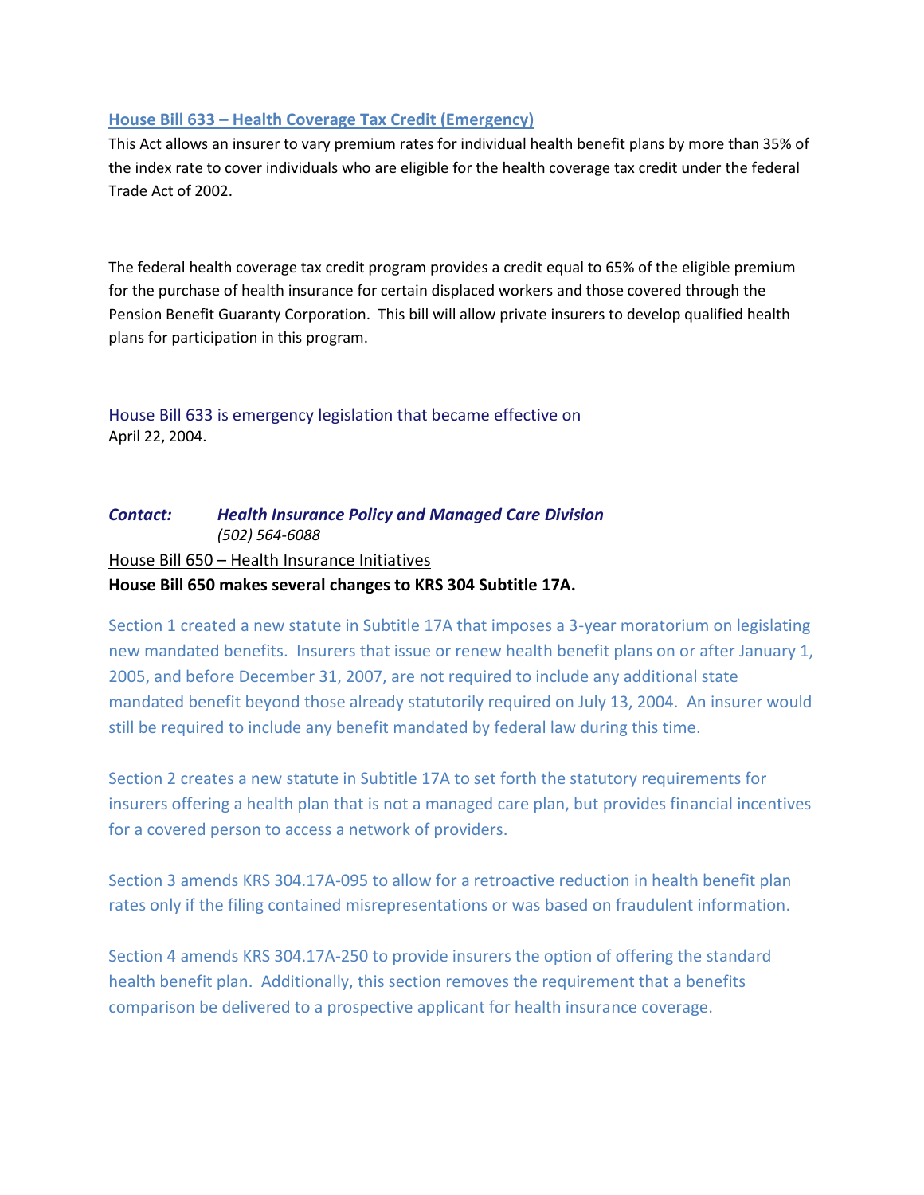### House Bill 633 – Health Coverage Tax Credit (Emergency)

This Act allows an insurer to vary premium rates for individual health benefit plans by more than 35% of the index rate to cover individuals who are eligible for the health coverage tax credit under the federal Trade Act of 2002.

The federal health coverage tax credit program provides a credit equal to 65% of the eligible premium for the purchase of health insurance for certain displaced workers and those covered through the Pension Benefit Guaranty Corporation. This bill will allow private insurers to develop qualified health plans for participation in this program.

House Bill 633 is emergency legislation that became effective on April 22, 2004.

***Contact:*** ***Health Insurance Policy and Managed Care Division***
*(502) 564-6088*

### House Bill 650 – Health Insurance Initiatives

**House Bill 650 makes several changes to KRS 304 Subtitle 17A.**

Section 1 created a new statute in Subtitle 17A that imposes a 3-year moratorium on legislating new mandated benefits. Insurers that issue or renew health benefit plans on or after January 1, 2005, and before December 31, 2007, are not required to include any additional state mandated benefit beyond those already statutorily required on July 13, 2004. An insurer would still be required to include any benefit mandated by federal law during this time.

Section 2 creates a new statute in Subtitle 17A to set forth the statutory requirements for insurers offering a health plan that is not a managed care plan, but provides financial incentives for a covered person to access a network of providers.

Section 3 amends KRS 304.17A-095 to allow for a retroactive reduction in health benefit plan rates only if the filing contained misrepresentations or was based on fraudulent information.

Section 4 amends KRS 304.17A-250 to provide insurers the option of offering the standard health benefit plan. Additionally, this section removes the requirement that a benefits comparison be delivered to a prospective applicant for health insurance coverage.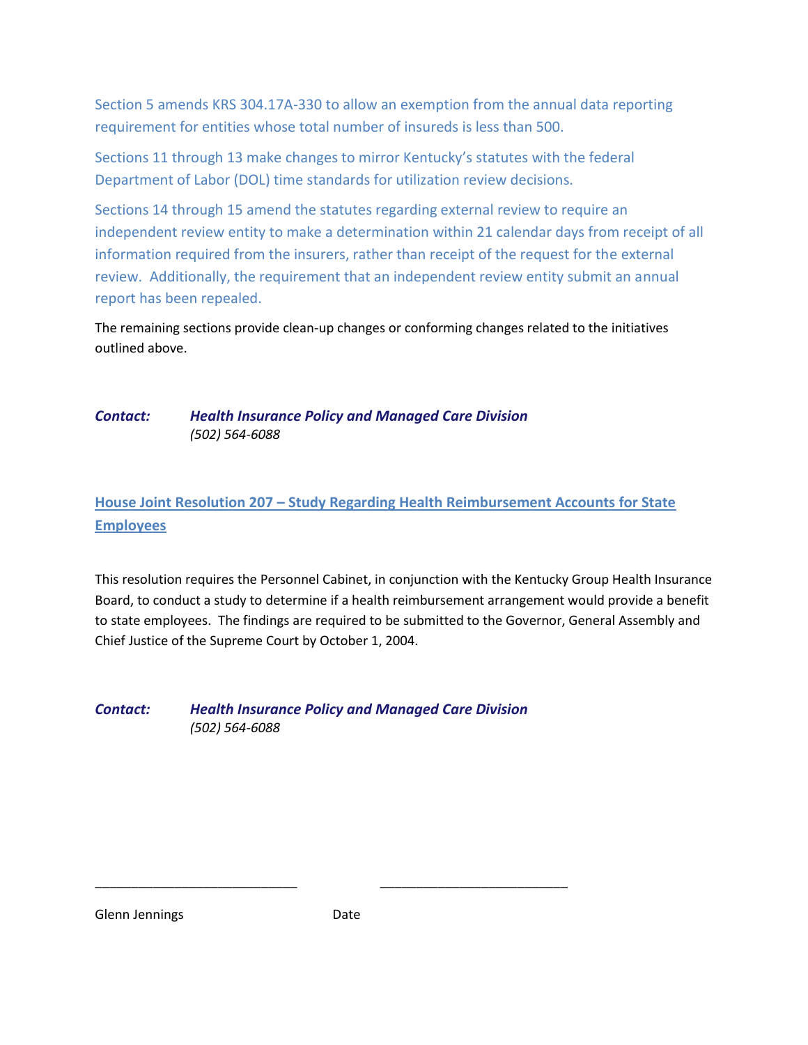Section 5 amends KRS 304.17A-330 to allow an exemption from the annual data reporting requirement for entities whose total number of insureds is less than 500.

Sections 11 through 13 make changes to mirror Kentucky's statutes with the federal Department of Labor (DOL) time standards for utilization review decisions.

Sections 14 through 15 amend the statutes regarding external review to require an independent review entity to make a determination within 21 calendar days from receipt of all information required from the insurers, rather than receipt of the request for the external review. Additionally, the requirement that an independent review entity submit an annual report has been repealed.

The remaining sections provide clean-up changes or conforming changes related to the initiatives outlined above.

***Contact:*** ***Health Insurance Policy and Managed Care Division***
*(502) 564-6088*

## House Joint Resolution 207 – Study Regarding Health Reimbursement Accounts for State Employees

This resolution requires the Personnel Cabinet, in conjunction with the Kentucky Group Health Insurance Board, to conduct a study to determine if a health reimbursement arrangement would provide a benefit to state employees. The findings are required to be submitted to the Governor, General Assembly and Chief Justice of the Supreme Court by October 1, 2004.

***Contact:*** ***Health Insurance Policy and Managed Care Division***
*(502) 564-6088*

\_\_\_\_\_\_\_\_\_\_\_\_\_\_\_\_\_\_\_\_\_\_\_\_\_\_\_\_ \_\_\_\_\_\_\_\_\_\_\_\_\_\_\_\_\_\_\_\_\_\_\_\_\_\_

Glenn Jennings Date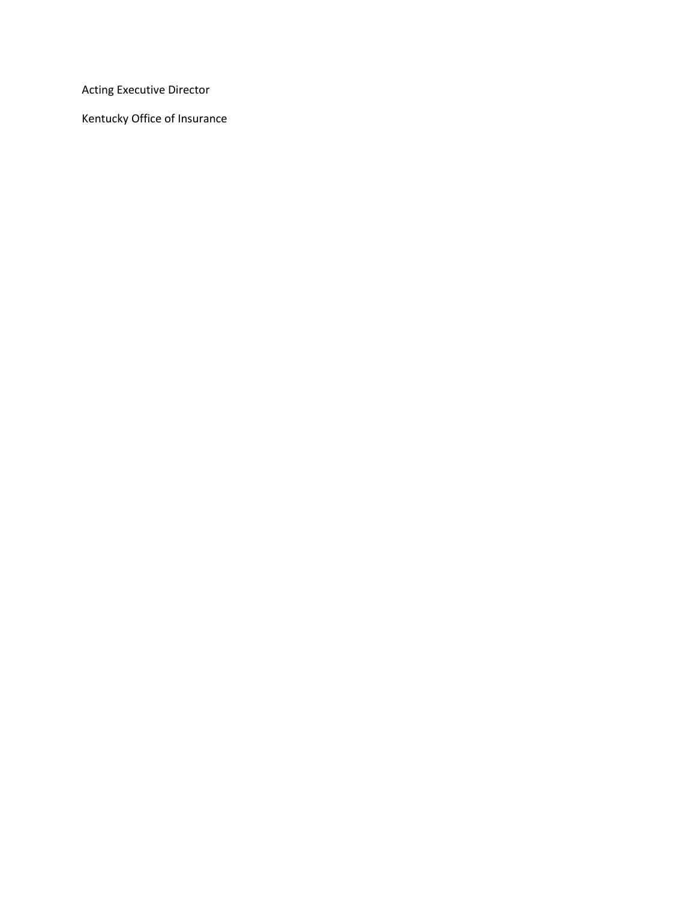Acting Executive Director

Kentucky Office of Insurance